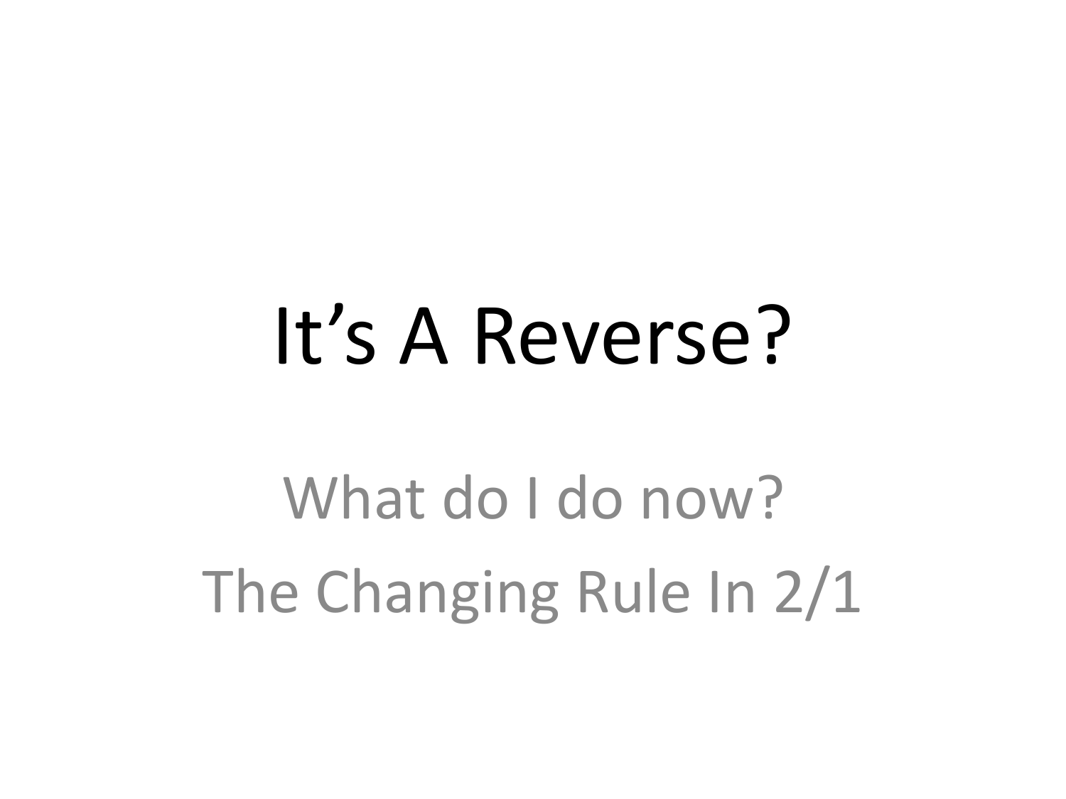# It's A Reverse?

## What do I do now?

## The Changing Rule In 2/1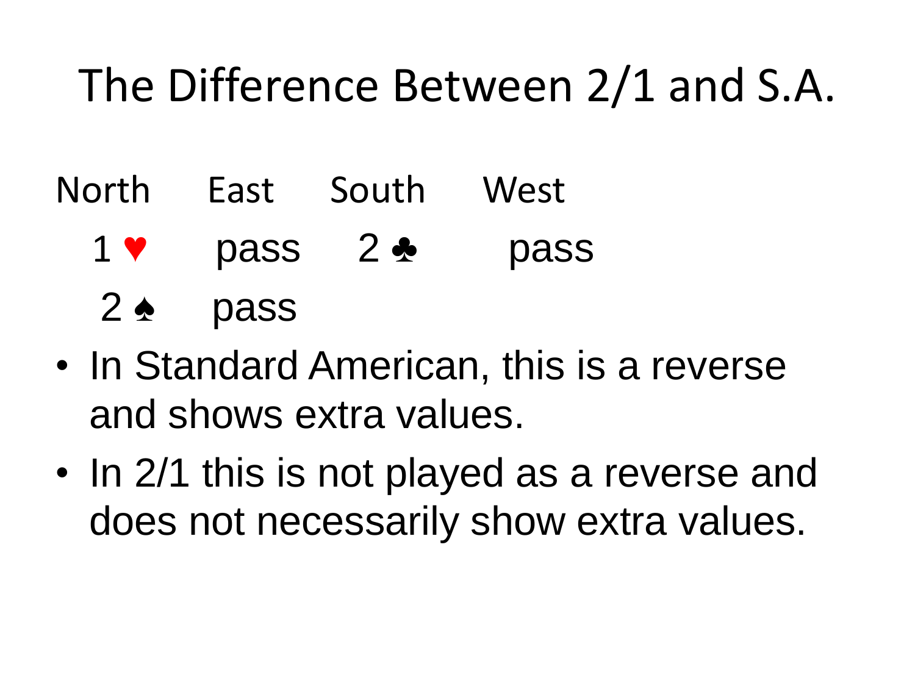# The Difference Between 2/1 and S.A.

| North | East | South | West |
| --- | --- | --- | --- |
| 1 ♥ | pass | 2 ♣ | pass |
| 2 ♠ | pass | | |

- In Standard American, this is a reverse and shows extra values.
- In 2/1 this is not played as a reverse and does not necessarily show extra values.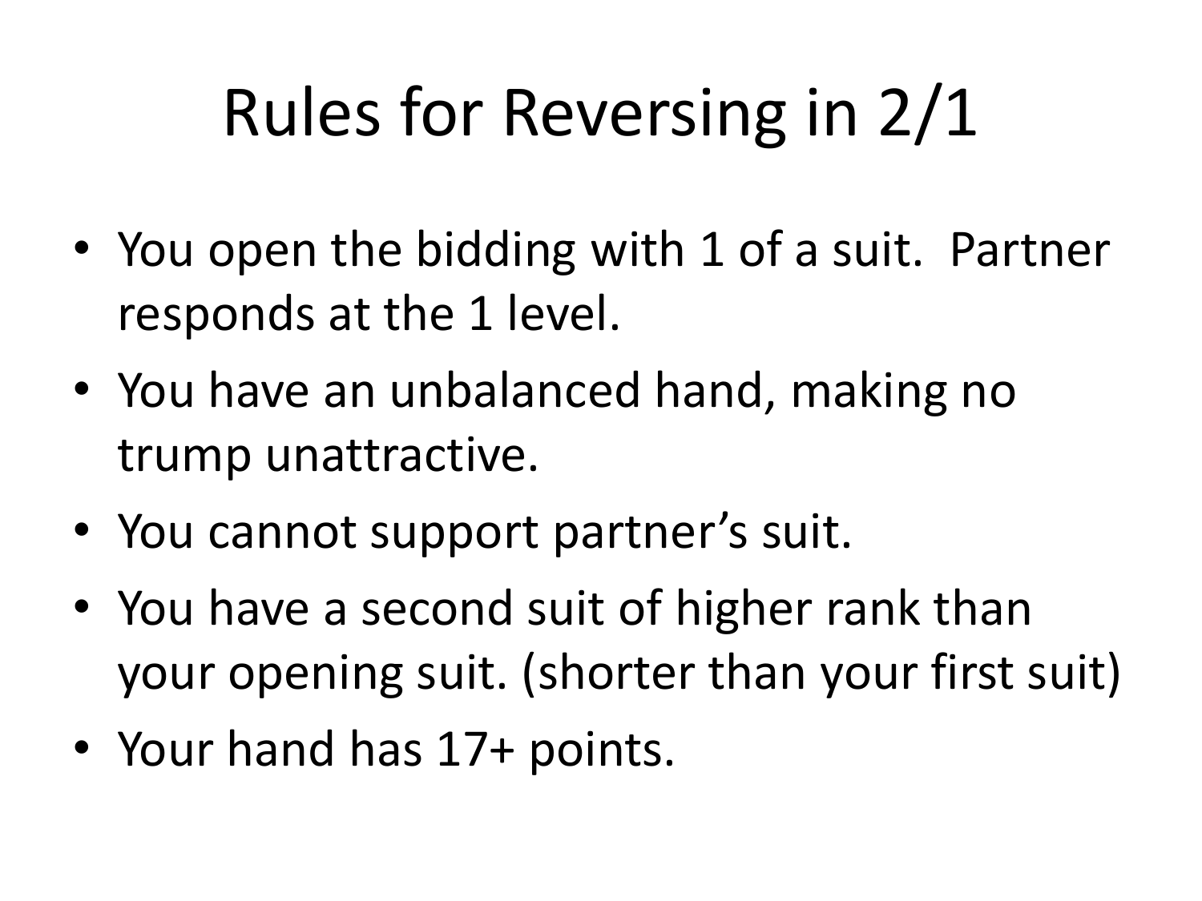# Rules for Reversing in 2/1

- You open the bidding with 1 of a suit. Partner responds at the 1 level.
- You have an unbalanced hand, making no trump unattractive.
- You cannot support partner's suit.
- You have a second suit of higher rank than your opening suit. (shorter than your first suit)
- Your hand has 17+ points.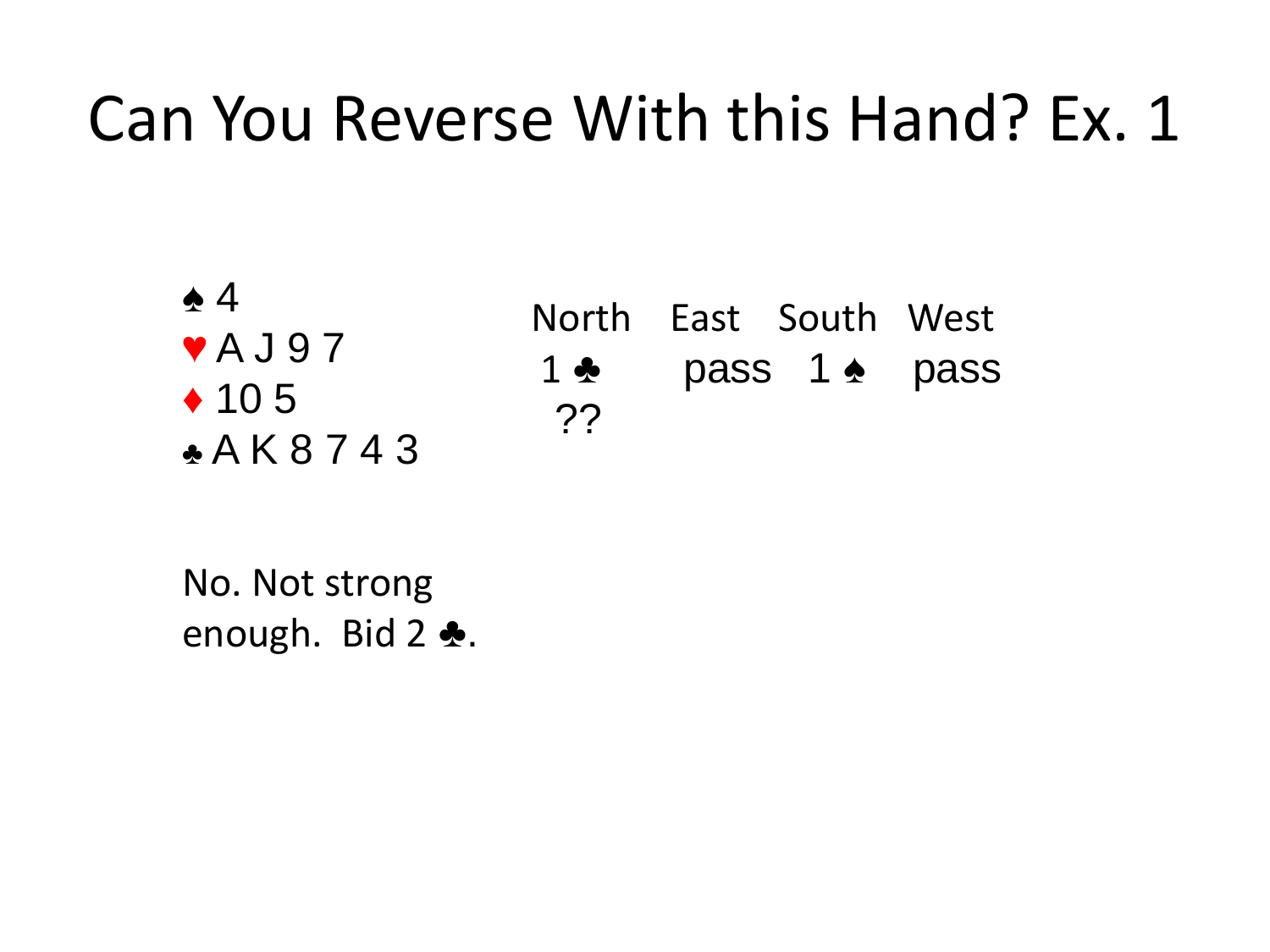# Can You Reverse With this Hand? Ex. 1

♠ 4
♥ A J 9 7
♦ 10 5
♣ A K 8 7 4 3

| North | East | South | West |
| --- | --- | --- | --- |
| 1 ♣ | pass | 1 ♠ | pass |
| ?? | | | |

No. Not strong enough. Bid 2 ♣.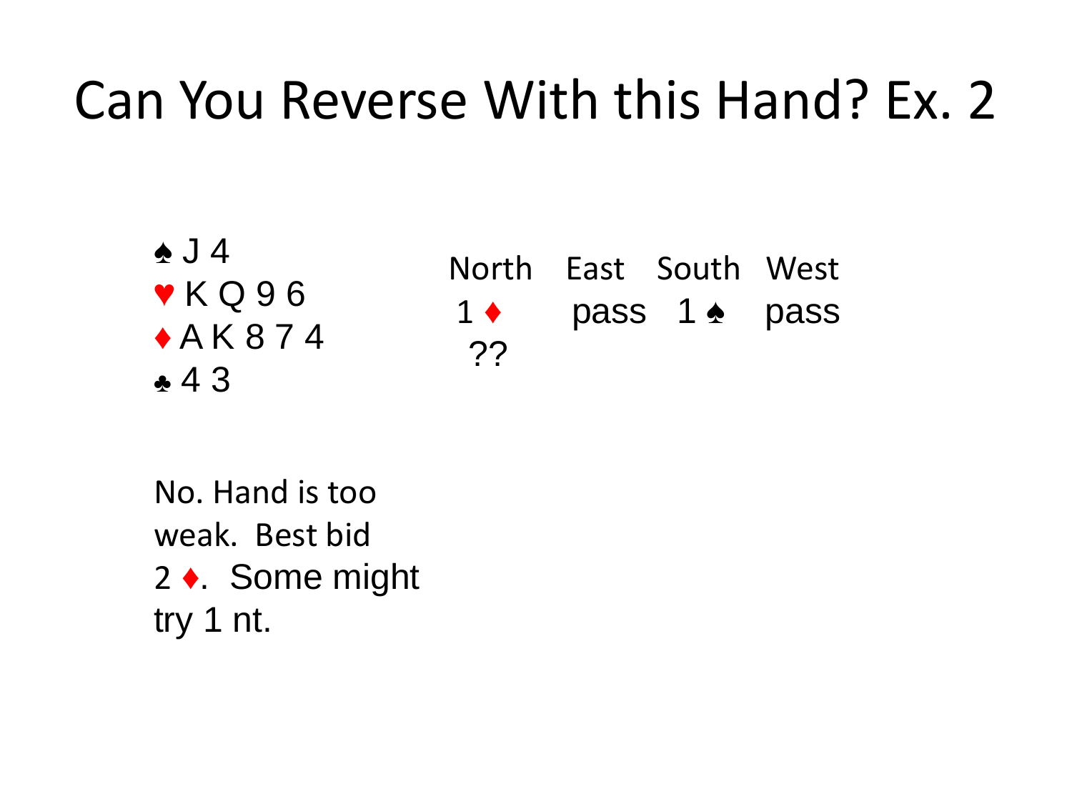# Can You Reverse With this Hand? Ex. 2

♠ J 4
♥ K Q 9 6
♦ A K 8 7 4
♣ 4 3

| North | East | South | West |
|---|---|---|---|
| 1 ♦ | pass | 1 ♠ | pass |
| ?? | | | |

No. Hand is too weak. Best bid 2 ♦. Some might try 1 nt.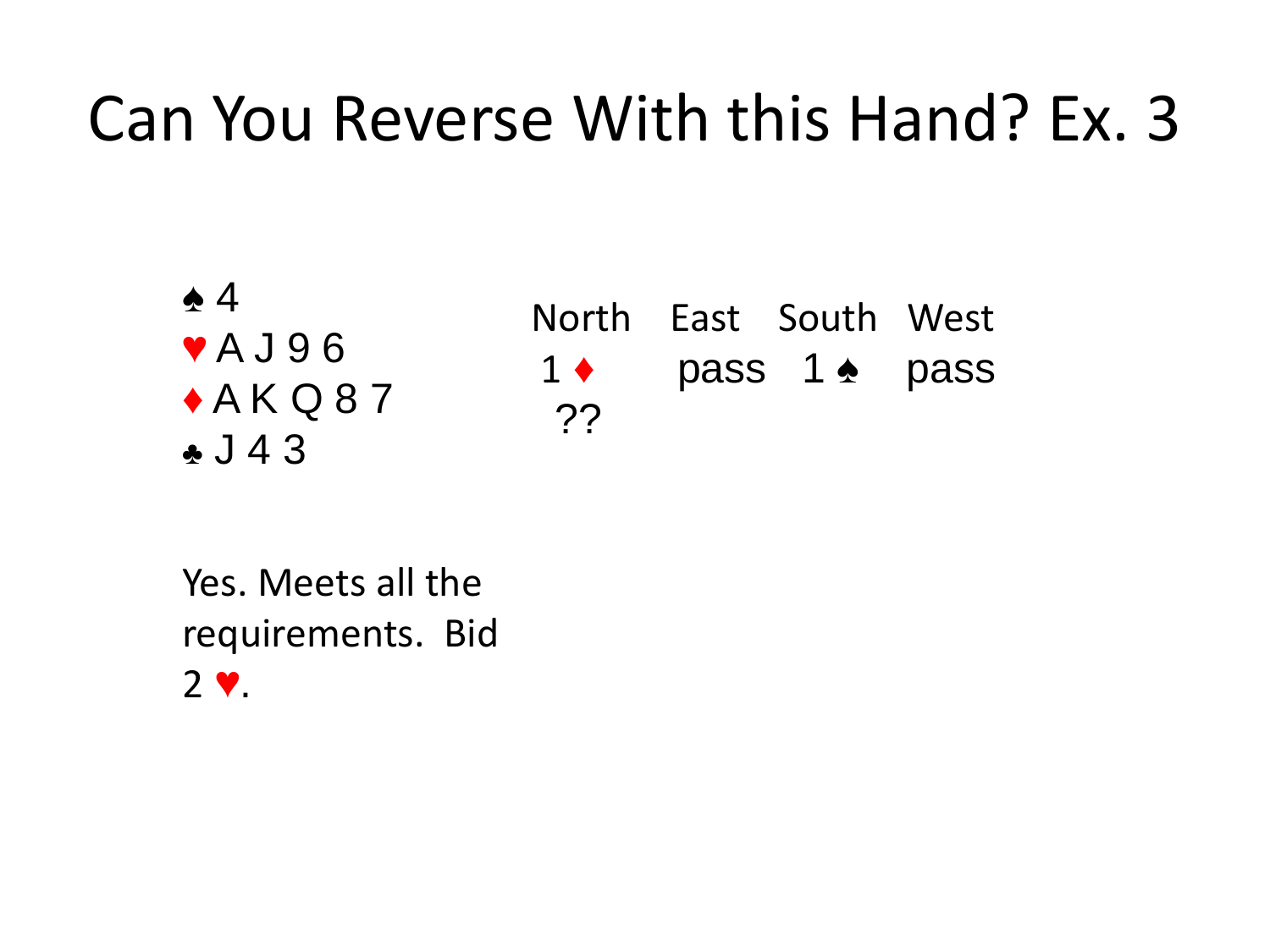# Can You Reverse With this Hand? Ex. 3

♠ 4
♥ A J 9 6
♦ A K Q 8 7
♣ J 4 3

| North | East | South | West |
| --- | --- | --- | --- |
| 1 ♦ | pass | 1 ♠ | pass |
| ?? | | | |

Yes. Meets all the requirements. Bid 2 ♥.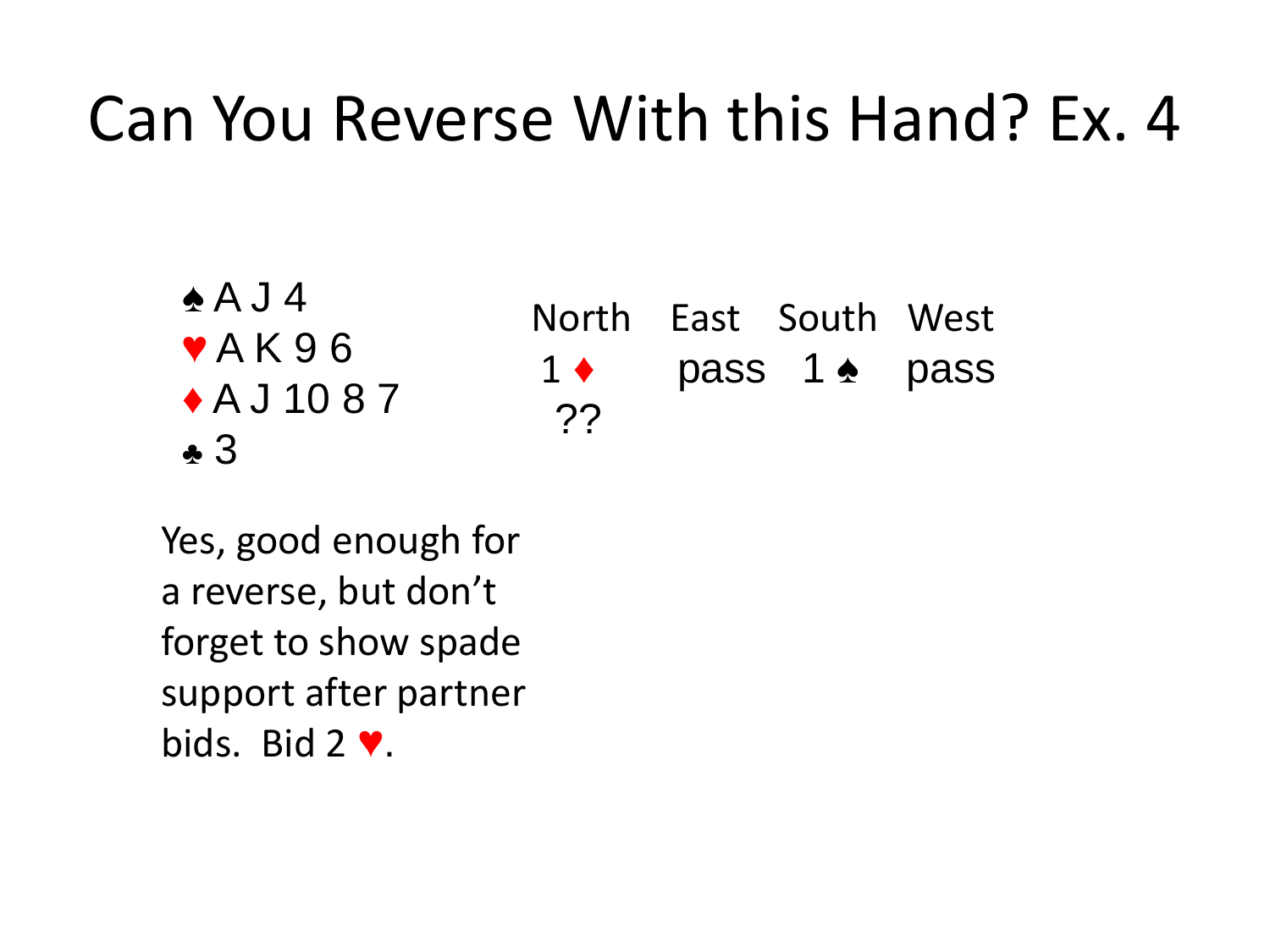# Can You Reverse With this Hand? Ex. 4

♠ A J 4
♥ A K 9 6
♦ A J 10 8 7
♣ 3

| North | East | South | West |
|---|---|---|---|
| 1 ♦ | pass | 1 ♠ | pass |
| ?? | | | |

Yes, good enough for a reverse, but don't forget to show spade support after partner bids. Bid 2 ♥.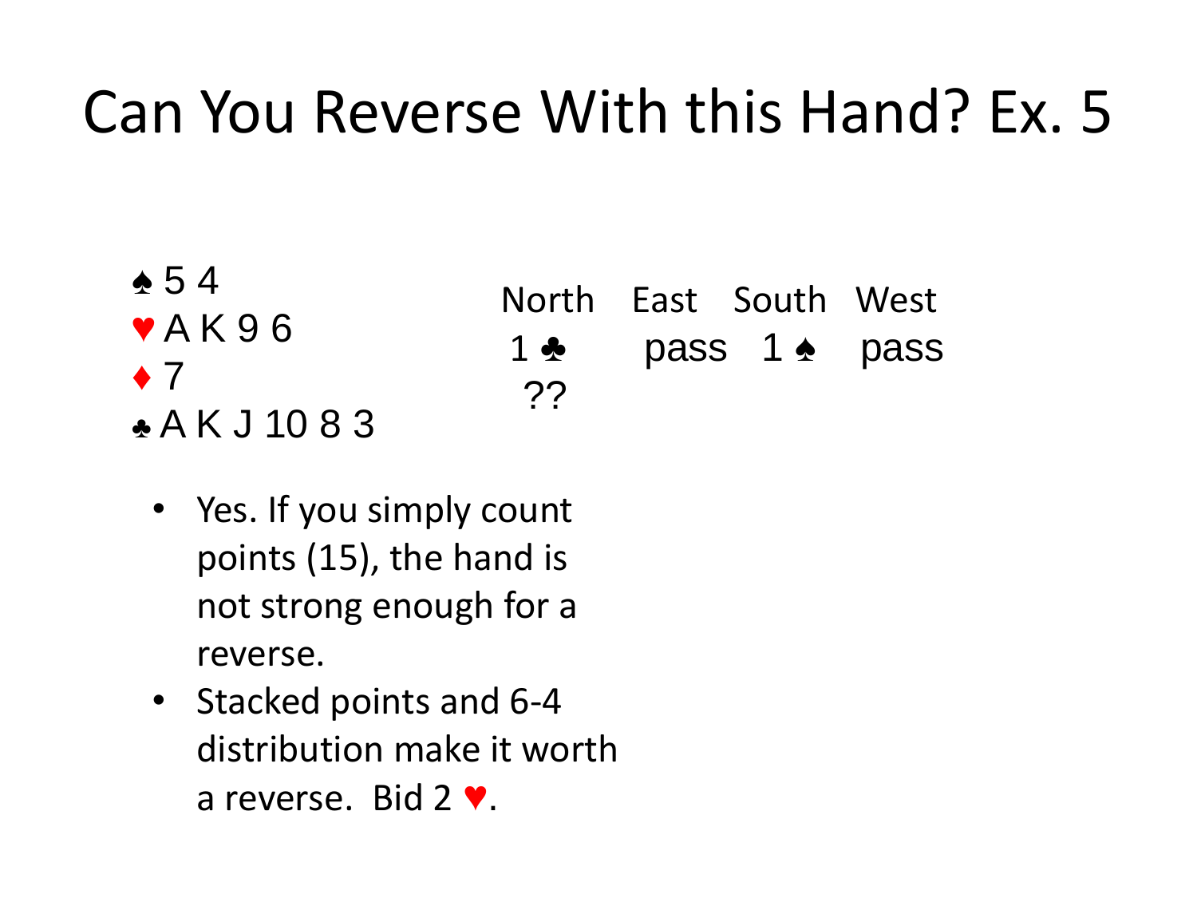# Can You Reverse With this Hand? Ex. 5

♠ 5 4
♥ A K 9 6
♦ 7
♣ A K J 10 8 3

| North | East | South | West |
|---|---|---|---|
| 1 ♣ | pass | 1 ♠ | pass |
| ?? | | | |

- Yes. If you simply count points (15), the hand is not strong enough for a reverse.
- Stacked points and 6-4 distribution make it worth a reverse. Bid 2 ♥.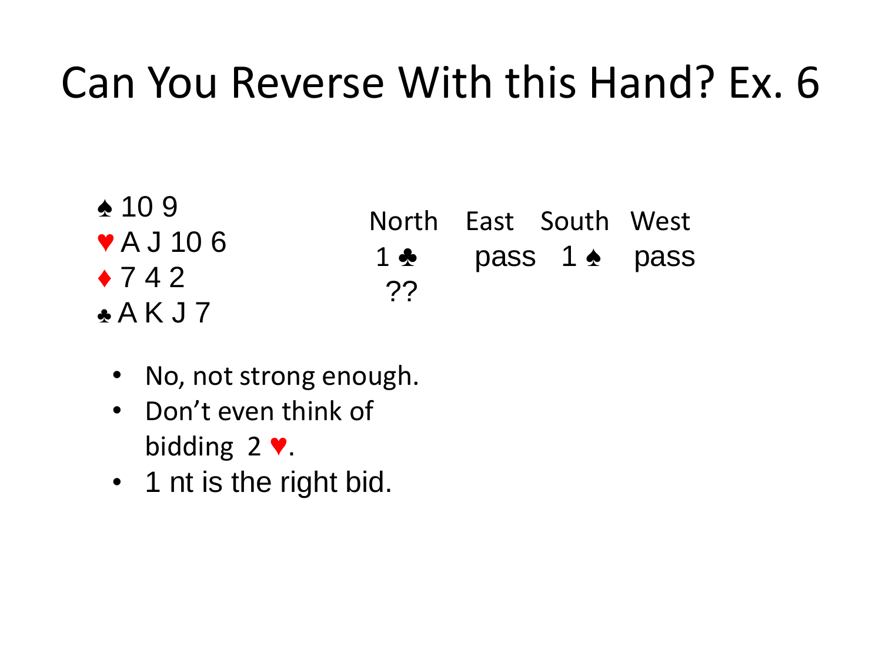# Can You Reverse With this Hand? Ex. 6

♠ 10 9
♥ A J 10 6
♦ 7 4 2
♣ A K J 7

| North | East | South | West |
|---|---|---|---|
| 1 ♣ | pass | 1 ♠ | pass |
| ?? | | | |

- No, not strong enough.
- Don't even think of bidding 2 ♥.
- 1 nt is the right bid.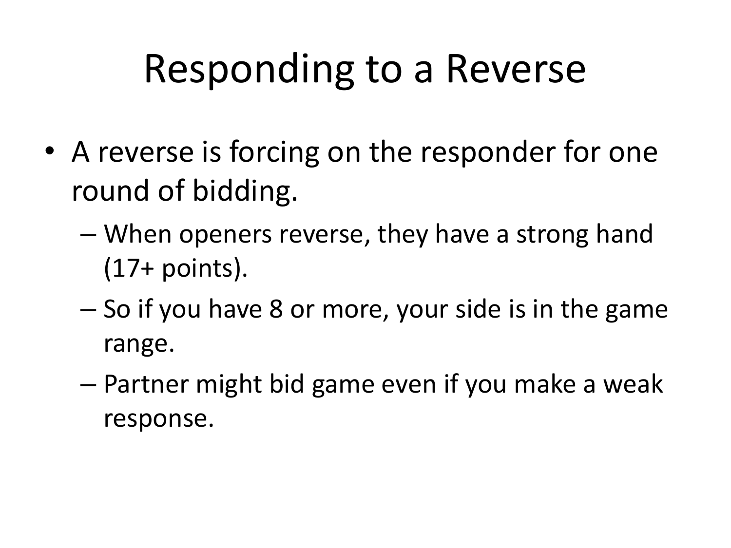# Responding to a Reverse

- A reverse is forcing on the responder for one round of bidding.
  - When openers reverse, they have a strong hand (17+ points).
  - So if you have 8 or more, your side is in the game range.
  - Partner might bid game even if you make a weak response.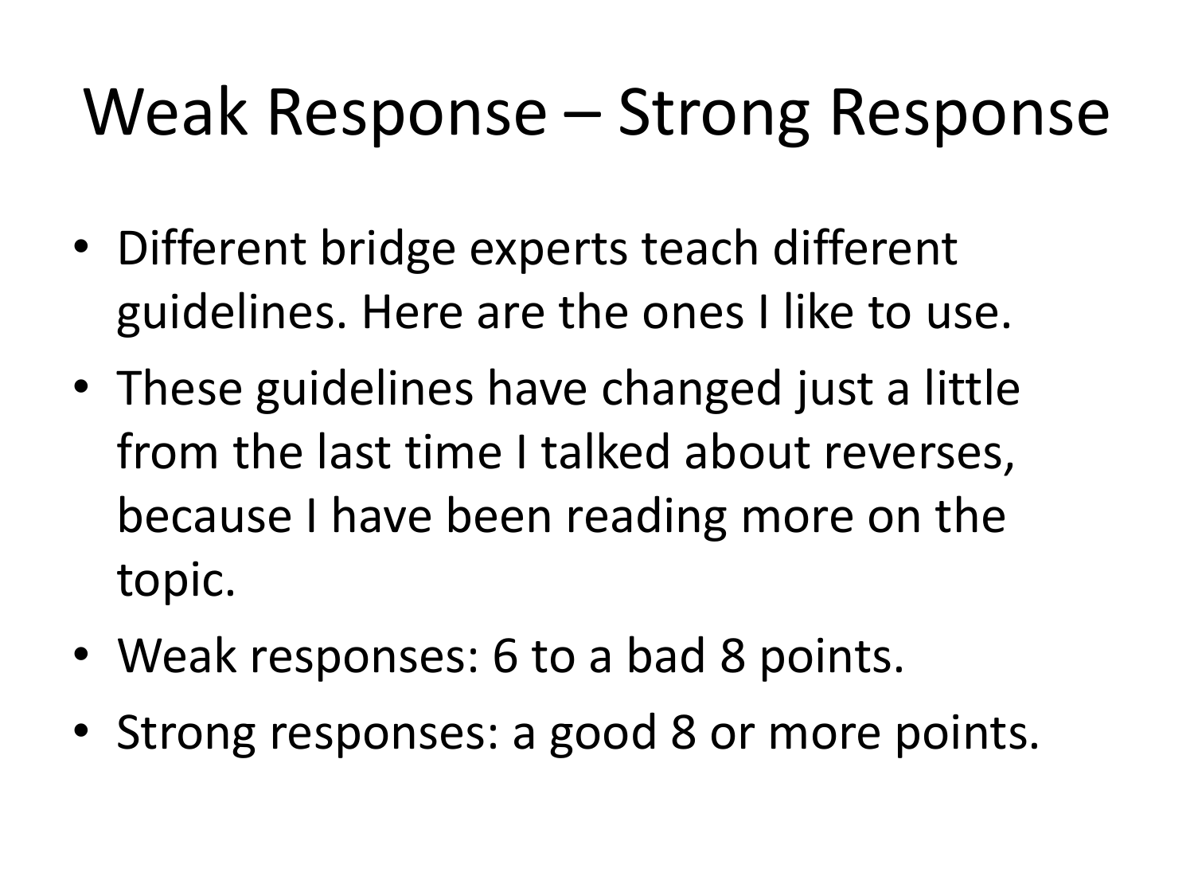# Weak Response – Strong Response

- Different bridge experts teach different guidelines. Here are the ones I like to use.
- These guidelines have changed just a little from the last time I talked about reverses, because I have been reading more on the topic.
- Weak responses: 6 to a bad 8 points.
- Strong responses: a good 8 or more points.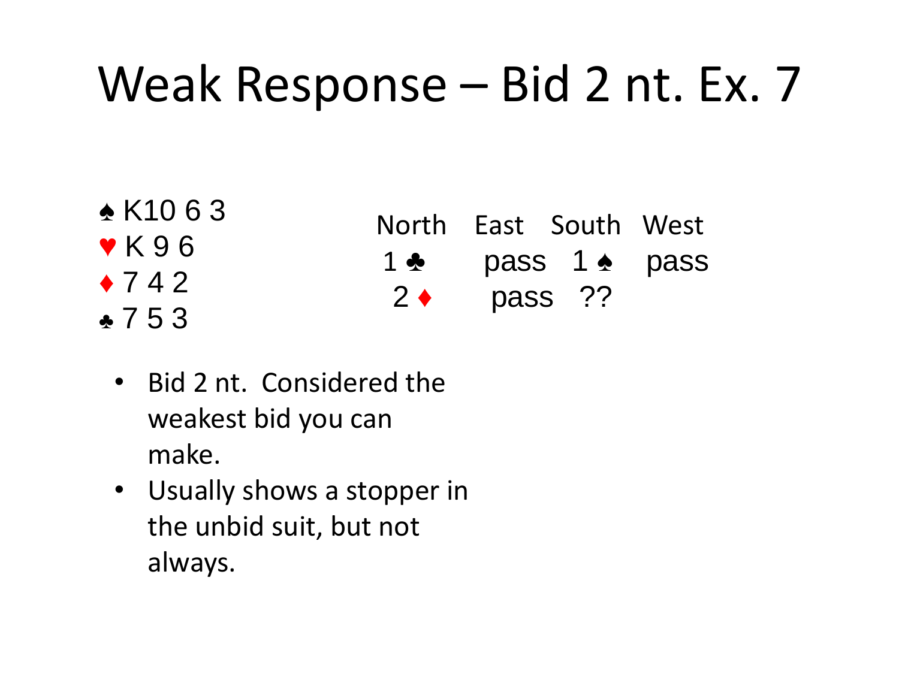# Weak Response – Bid 2 nt. Ex. 7

♠ K10 6 3
♥ K 9 6
♦ 7 4 2
♣ 7 5 3

| North | East | South | West |
| --- | --- | --- | --- |
| 1 ♣ | pass | 1 ♠ | pass |
| 2 ♦ | pass | ?? | |

- Bid 2 nt. Considered the weakest bid you can make.
- Usually shows a stopper in the unbid suit, but not always.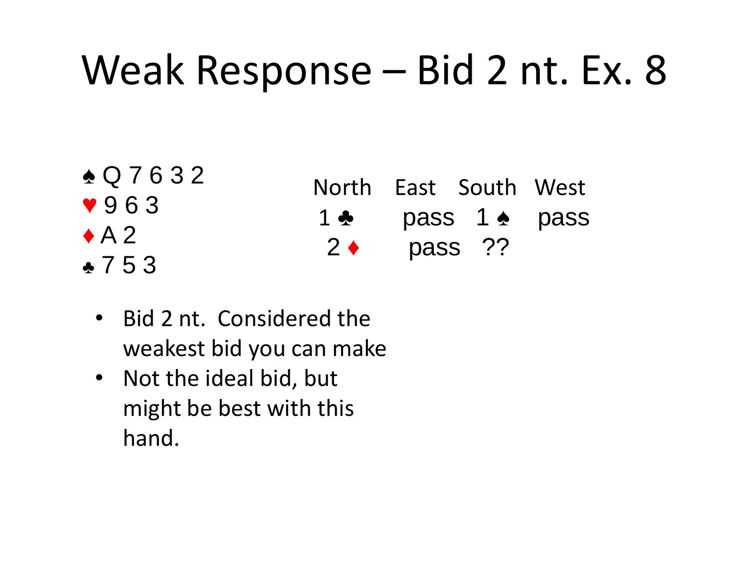# Weak Response – Bid 2 nt. Ex. 8

♠ Q 7 6 3 2
♥ 9 6 3
♦ A 2
♣ 7 5 3

| North | East | South | West |
|---|---|---|---|
| 1 ♣ | pass | 1 ♠ | pass |
| 2 ♦ | pass | ?? | |

- Bid 2 nt. Considered the weakest bid you can make
- Not the ideal bid, but might be best with this hand.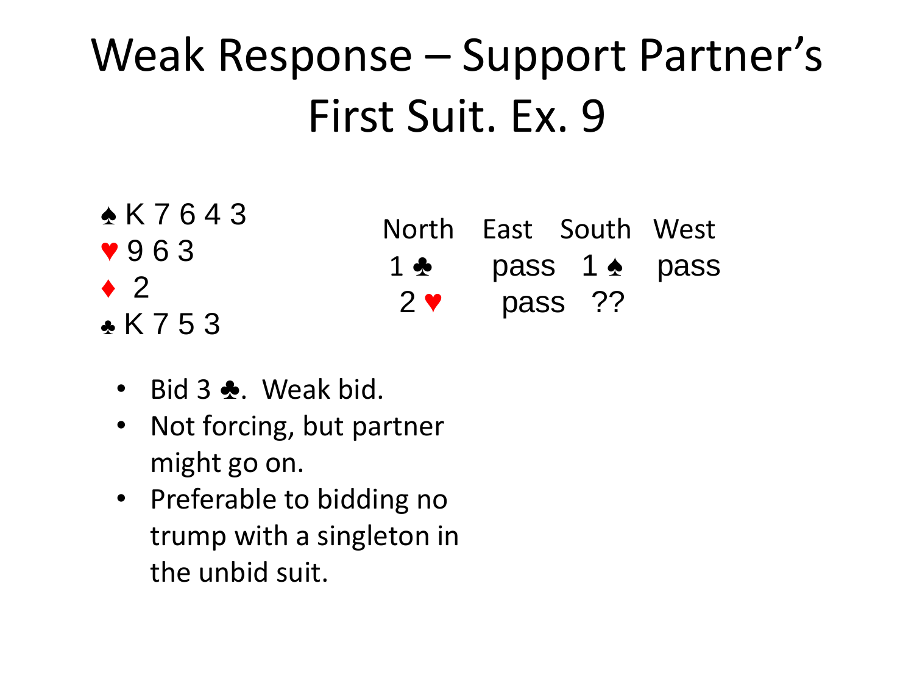# Weak Response – Support Partner's First Suit. Ex. 9

♠ K 7 6 4 3
♥ 9 6 3
♦ 2
♣ K 7 5 3

| North | East | South | West |
| --- | --- | --- | --- |
| 1 ♣ | pass | 1 ♠ | pass |
| 2 ♥ | pass | ?? | |

- Bid 3 ♣. Weak bid.
- Not forcing, but partner might go on.
- Preferable to bidding no trump with a singleton in the unbid suit.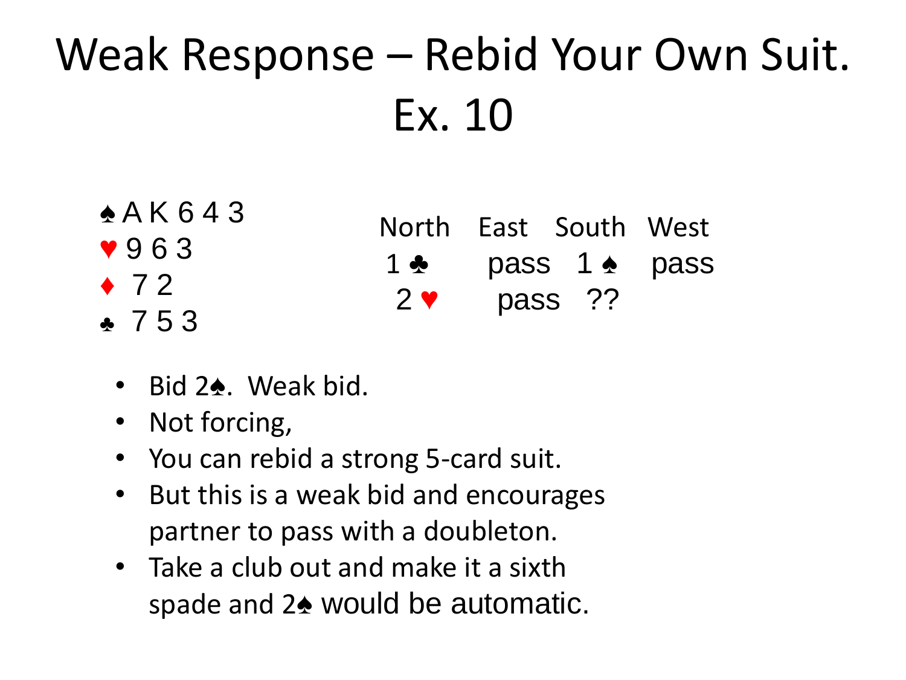# Weak Response – Rebid Your Own Suit. Ex. 10

♠ A K 6 4 3
♥ 9 6 3
♦ 7 2
♣ 7 5 3

| North | East | South | West |
|---|---|---|---|
| 1 ♣ | pass | 1 ♠ | pass |
| 2 ♥ | pass | ?? | |

- Bid 2♠. Weak bid.
- Not forcing,
- You can rebid a strong 5-card suit.
- But this is a weak bid and encourages partner to pass with a doubleton.
- Take a club out and make it a sixth spade and 2♠ would be automatic.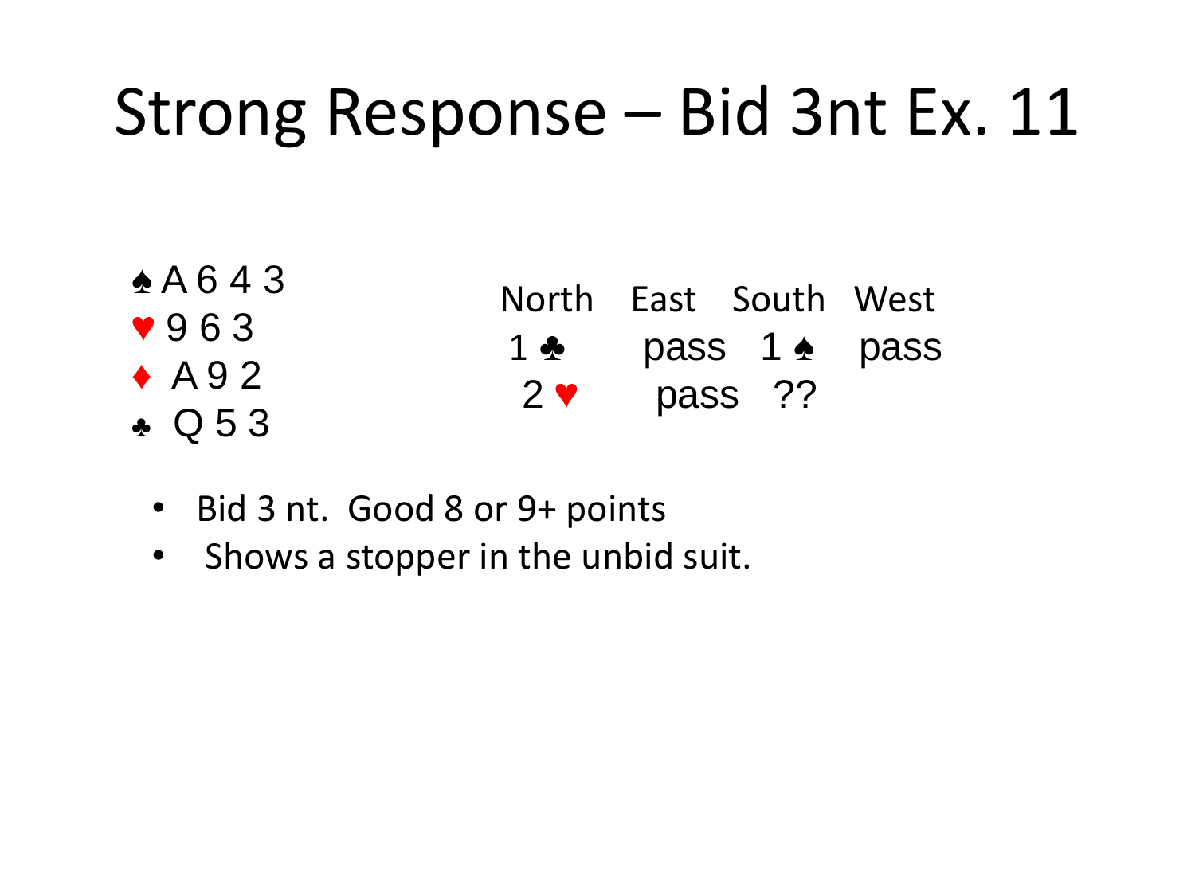# Strong Response – Bid 3nt Ex. 11

♠ A 6 4 3
♥ 9 6 3
♦ A 9 2
♣ Q 5 3

| North | East | South | West |
|---|---|---|---|
| 1 ♣ | pass | 1 ♠ | pass |
| 2 ♥ | pass | ?? | |

- Bid 3 nt. Good 8 or 9+ points
- Shows a stopper in the unbid suit.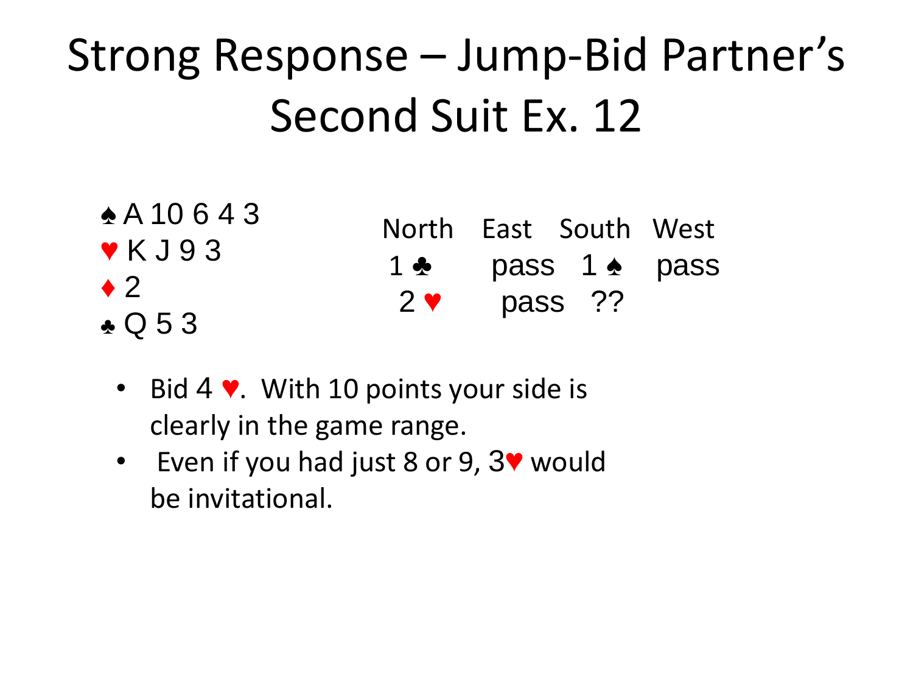# Strong Response – Jump-Bid Partner's Second Suit Ex. 12

♠ A 10 6 4 3
♥ K J 9 3
♦ 2
♣ Q 5 3

| North | East | South | West |
|---|---|---|---|
| 1 ♣ | pass | 1 ♠ | pass |
| 2 ♥ | pass | ?? | |

- Bid 4 ♥. With 10 points your side is clearly in the game range.
- Even if you had just 8 or 9, 3♥ would be invitational.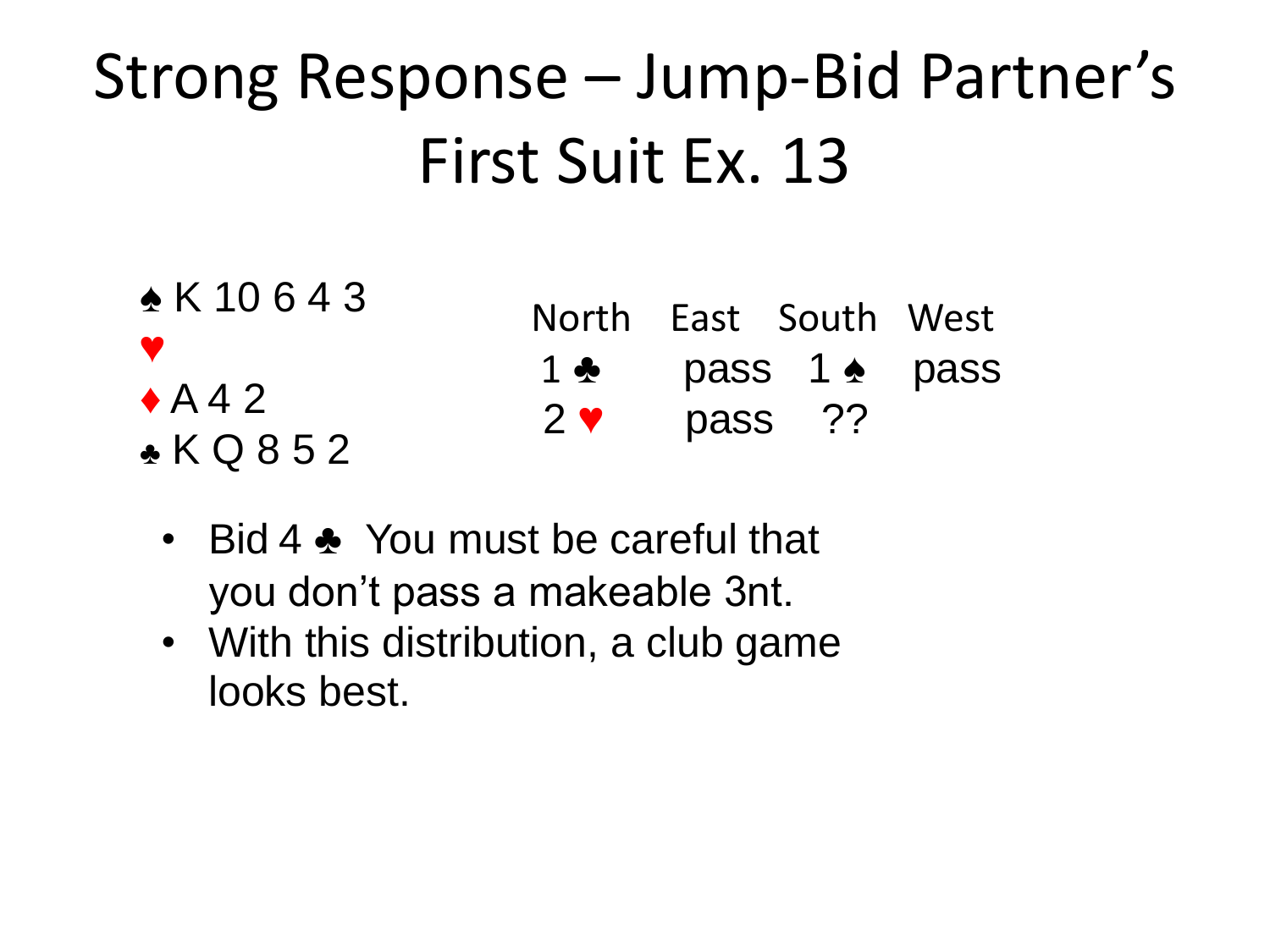# Strong Response – Jump-Bid Partner's First Suit Ex. 13

♠ K 10 6 4 3
♥
♦ A 4 2
♣ K Q 8 5 2

| North | East | South | West |
|---|---|---|---|
| 1 ♣ | pass | 1 ♠ | pass |
| 2 ♥ | pass | ?? | |

- Bid 4 ♣ You must be careful that you don't pass a makeable 3nt.
- With this distribution, a club game looks best.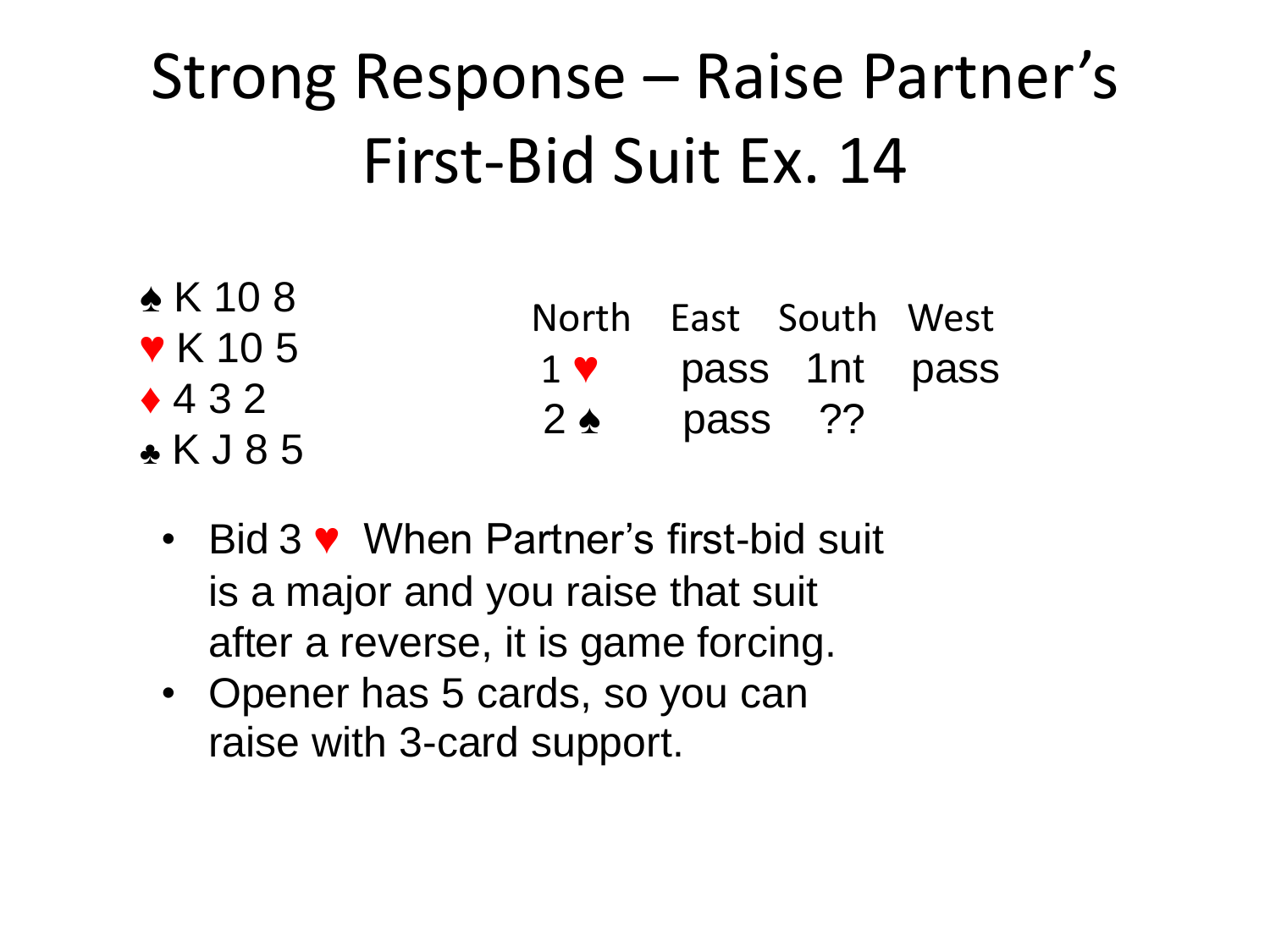# Strong Response – Raise Partner's First-Bid Suit Ex. 14

♠ K 10 8
♥ K 10 5
♦ 4 3 2
♣ K J 8 5

| North | East | South | West |
|---|---|---|---|
| 1 ♥ | pass | 1nt | pass |
| 2 ♠ | pass | ?? | |

- Bid 3 ♥ When Partner's first-bid suit is a major and you raise that suit after a reverse, it is game forcing.
- Opener has 5 cards, so you can raise with 3-card support.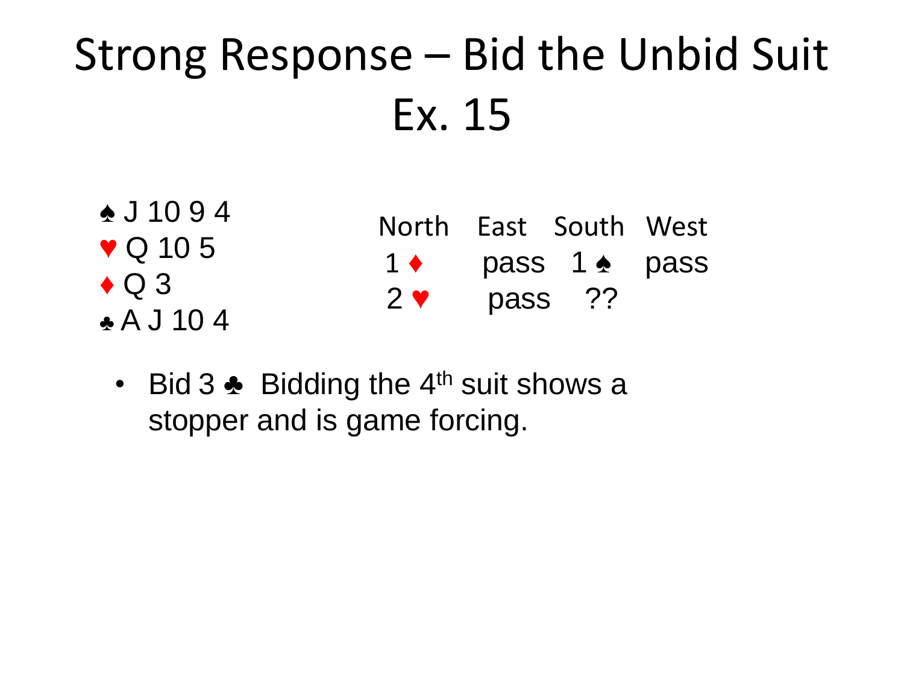# Strong Response – Bid the Unbid Suit
# Ex. 15

♠ J 10 9 4
♥ Q 10 5
♦ Q 3
♣ A J 10 4

| North | East | South | West |
|---|---|---|---|
| 1 ♦ | pass | 1 ♠ | pass |
| 2 ♥ | pass | ?? | |

- Bid 3 ♣ Bidding the 4th suit shows a stopper and is game forcing.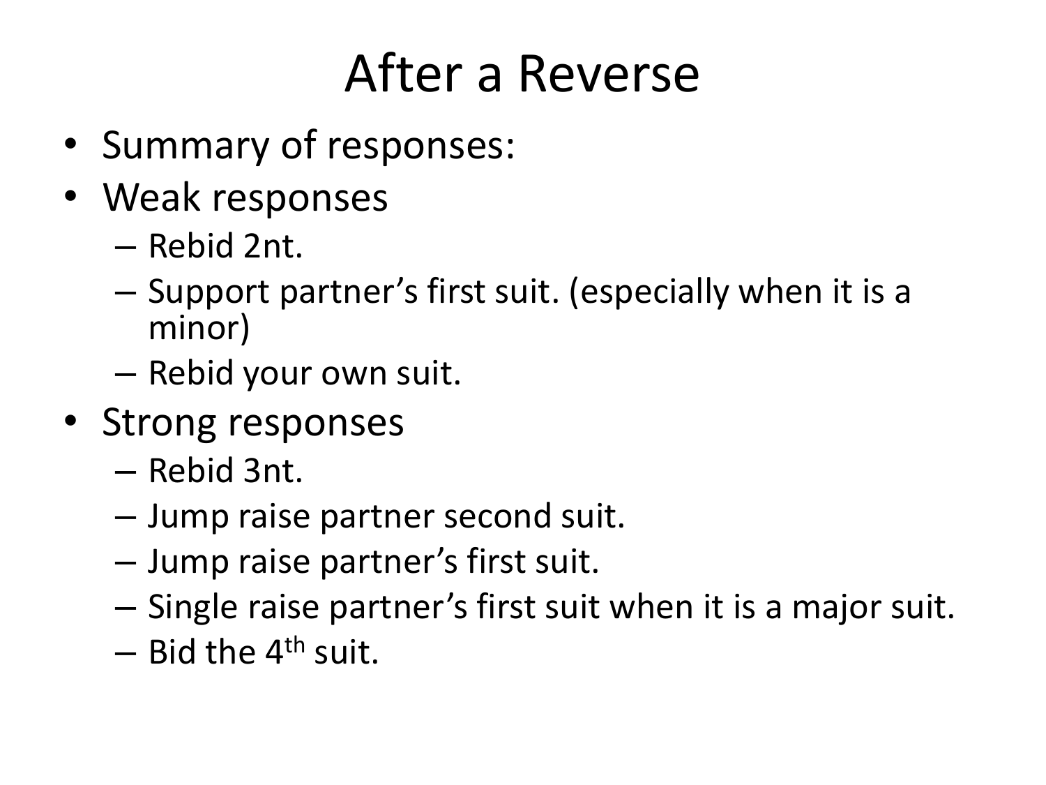# After a Reverse

- Summary of responses:
- Weak responses
  - Rebid 2nt.
  - Support partner's first suit. (especially when it is a minor)
  - Rebid your own suit.
- Strong responses
  - Rebid 3nt.
  - Jump raise partner second suit.
  - Jump raise partner's first suit.
  - Single raise partner's first suit when it is a major suit.
  - Bid the 4th suit.